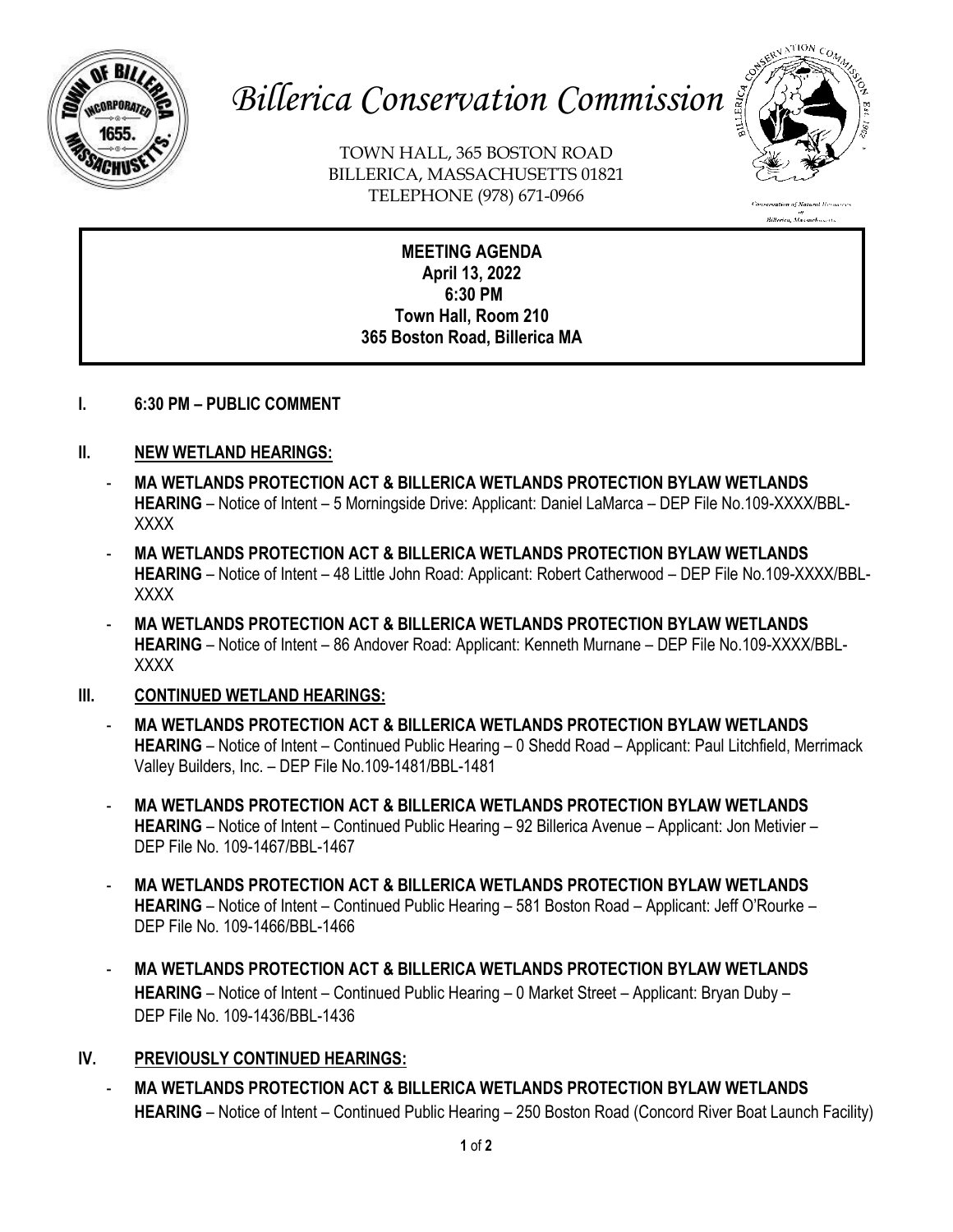# Billerica Conservation Commission

TOWN HALL, 365 BOSTON ROAD
BILLERICA, MASSACHUSETTS 01821
TELEPHONE (978) 671-0966

**MEETING AGENDA**
**April 13, 2022**
**6:30 PM**
**Town Hall, Room 210**
**365 Boston Road, Billerica MA**

## I. 6:30 PM – PUBLIC COMMENT

## II. NEW WETLAND HEARINGS:

- **MA WETLANDS PROTECTION ACT & BILLERICA WETLANDS PROTECTION BYLAW WETLANDS HEARING** – Notice of Intent – 5 Morningside Drive: Applicant: Daniel LaMarca – DEP File No.109-XXXX/BBL-XXXX
- **MA WETLANDS PROTECTION ACT & BILLERICA WETLANDS PROTECTION BYLAW WETLANDS HEARING** – Notice of Intent – 48 Little John Road: Applicant: Robert Catherwood – DEP File No.109-XXXX/BBL-XXXX
- **MA WETLANDS PROTECTION ACT & BILLERICA WETLANDS PROTECTION BYLAW WETLANDS HEARING** – Notice of Intent – 86 Andover Road: Applicant: Kenneth Murnane – DEP File No.109-XXXX/BBL-XXXX

## III. CONTINUED WETLAND HEARINGS:

- **MA WETLANDS PROTECTION ACT & BILLERICA WETLANDS PROTECTION BYLAW WETLANDS HEARING** – Notice of Intent – Continued Public Hearing – 0 Shedd Road – Applicant: Paul Litchfield, Merrimack Valley Builders, Inc. – DEP File No.109-1481/BBL-1481
- **MA WETLANDS PROTECTION ACT & BILLERICA WETLANDS PROTECTION BYLAW WETLANDS HEARING** – Notice of Intent – Continued Public Hearing – 92 Billerica Avenue – Applicant: Jon Metivier – DEP File No. 109-1467/BBL-1467
- **MA WETLANDS PROTECTION ACT & BILLERICA WETLANDS PROTECTION BYLAW WETLANDS HEARING** – Notice of Intent – Continued Public Hearing – 581 Boston Road – Applicant: Jeff O'Rourke – DEP File No. 109-1466/BBL-1466
- **MA WETLANDS PROTECTION ACT & BILLERICA WETLANDS PROTECTION BYLAW WETLANDS HEARING** – Notice of Intent – Continued Public Hearing – 0 Market Street – Applicant: Bryan Duby – DEP File No. 109-1436/BBL-1436

## IV. PREVIOUSLY CONTINUED HEARINGS:

- **MA WETLANDS PROTECTION ACT & BILLERICA WETLANDS PROTECTION BYLAW WETLANDS HEARING** – Notice of Intent – Continued Public Hearing – 250 Boston Road (Concord River Boat Launch Facility)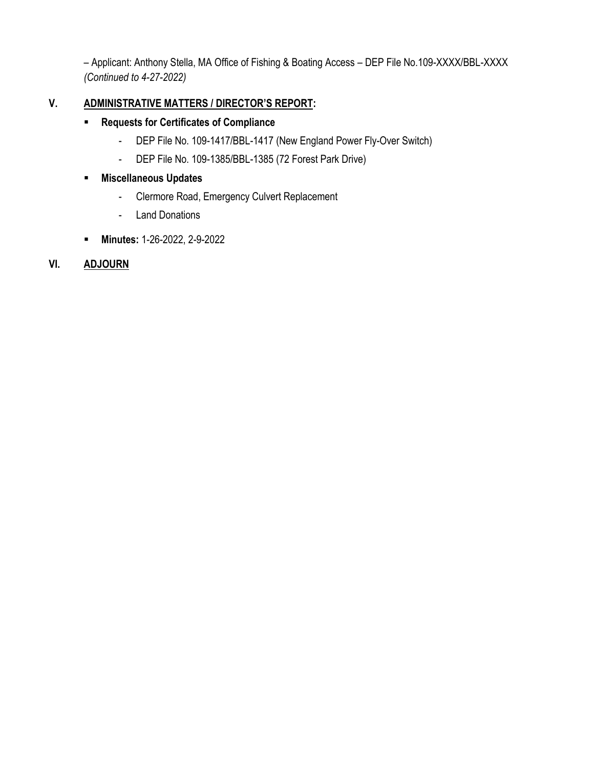– Applicant: Anthony Stella, MA Office of Fishing & Boating Access – DEP File No.109-XXXX/BBL-XXXX *(Continued to 4-27-2022)*

## V. ADMINISTRATIVE MATTERS / DIRECTOR'S REPORT:

- **Requests for Certificates of Compliance**
  - DEP File No. 109-1417/BBL-1417 (New England Power Fly-Over Switch)
  - DEP File No. 109-1385/BBL-1385 (72 Forest Park Drive)
- **Miscellaneous Updates**
  - Clermore Road, Emergency Culvert Replacement
  - Land Donations
- **Minutes:** 1-26-2022, 2-9-2022

## VI. ADJOURN